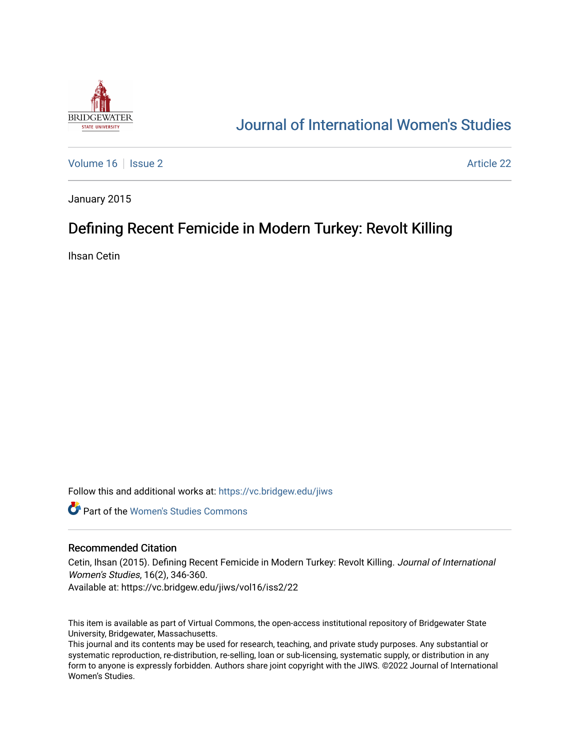# Journal of International Women's Studies

Volume 16 | Issue 2 | Article 22

January 2015

## Defining Recent Femicide in Modern Turkey: Revolt Killing

Ihsan Cetin

Follow this and additional works at: https://vc.bridgew.edu/jiws

Part of the Women's Studies Commons

### Recommended Citation

Cetin, Ihsan (2015). Defining Recent Femicide in Modern Turkey: Revolt Killing. *Journal of International Women's Studies*, 16(2), 346-360.
Available at: https://vc.bridgew.edu/jiws/vol16/iss2/22

This item is available as part of Virtual Commons, the open-access institutional repository of Bridgewater State University, Bridgewater, Massachusetts.
This journal and its contents may be used for research, teaching, and private study purposes. Any substantial or systematic reproduction, re-distribution, re-selling, loan or sub-licensing, systematic supply, or distribution in any form to anyone is expressly forbidden. Authors share joint copyright with the JIWS. ©2022 Journal of International Women's Studies.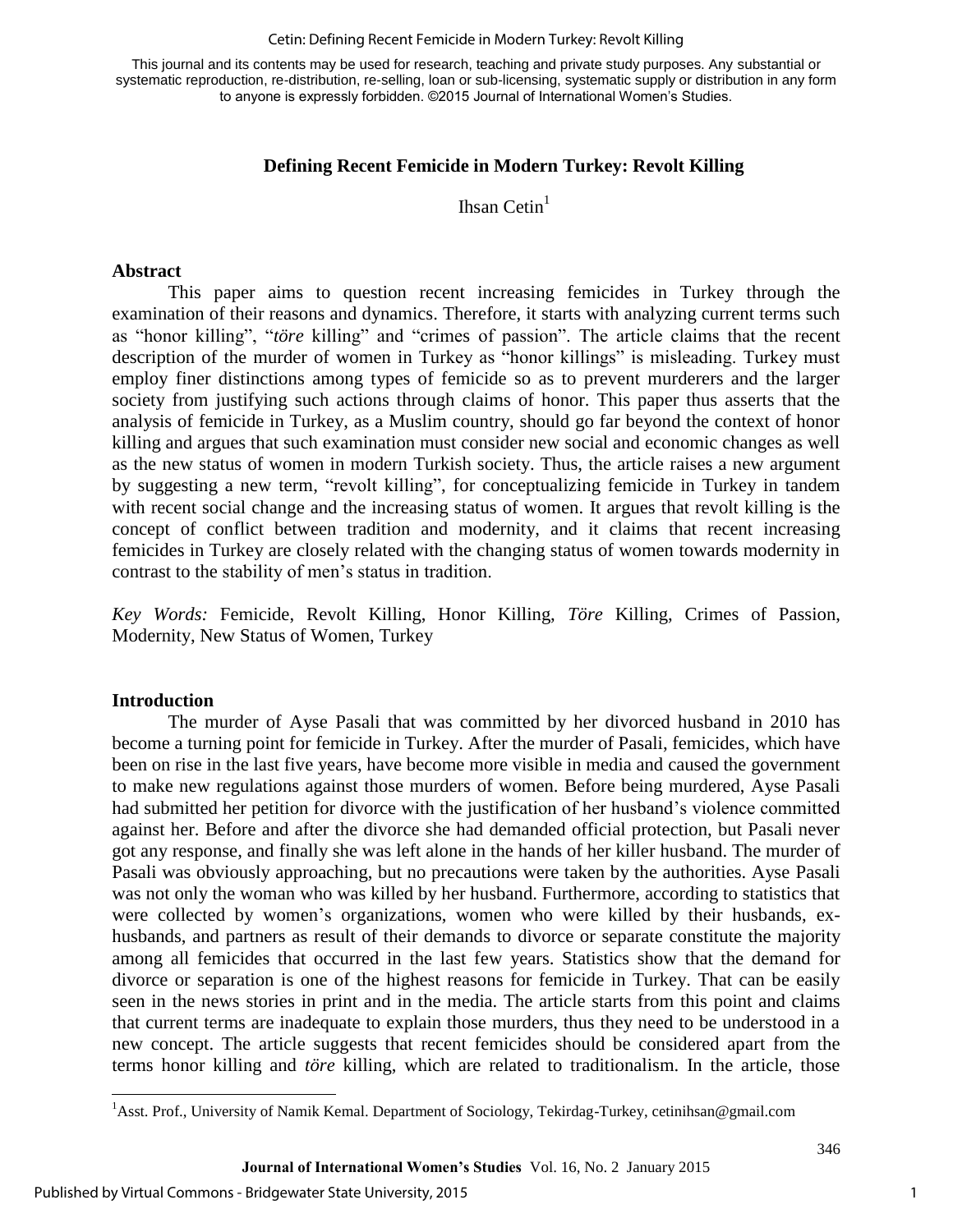# Defining Recent Femicide in Modern Turkey: Revolt Killing

Ihsan Cetin[1]

## Abstract

This paper aims to question recent increasing femicides in Turkey through the examination of their reasons and dynamics. Therefore, it starts with analyzing current terms such as "honor killing", "*töre* killing" and "crimes of passion". The article claims that the recent description of the murder of women in Turkey as "honor killings" is misleading. Turkey must employ finer distinctions among types of femicide so as to prevent murderers and the larger society from justifying such actions through claims of honor. This paper thus asserts that the analysis of femicide in Turkey, as a Muslim country, should go far beyond the context of honor killing and argues that such examination must consider new social and economic changes as well as the new status of women in modern Turkish society. Thus, the article raises a new argument by suggesting a new term, "revolt killing", for conceptualizing femicide in Turkey in tandem with recent social change and the increasing status of women. It argues that revolt killing is the concept of conflict between tradition and modernity, and it claims that recent increasing femicides in Turkey are closely related with the changing status of women towards modernity in contrast to the stability of men's status in tradition.

*Key Words:* Femicide, Revolt Killing, Honor Killing, *Töre* Killing, Crimes of Passion, Modernity, New Status of Women, Turkey

## Introduction

The murder of Ayse Pasali that was committed by her divorced husband in 2010 has become a turning point for femicide in Turkey. After the murder of Pasali, femicides, which have been on rise in the last five years, have become more visible in media and caused the government to make new regulations against those murders of women. Before being murdered, Ayse Pasali had submitted her petition for divorce with the justification of her husband's violence committed against her. Before and after the divorce she had demanded official protection, but Pasali never got any response, and finally she was left alone in the hands of her killer husband. The murder of Pasali was obviously approaching, but no precautions were taken by the authorities. Ayse Pasali was not only the woman who was killed by her husband. Furthermore, according to statistics that were collected by women's organizations, women who were killed by their husbands, ex-husbands, and partners as result of their demands to divorce or separate constitute the majority among all femicides that occurred in the last few years. Statistics show that the demand for divorce or separation is one of the highest reasons for femicide in Turkey. That can be easily seen in the news stories in print and in the media. The article starts from this point and claims that current terms are inadequate to explain those murders, thus they need to be understood in a new concept. The article suggests that recent femicides should be considered apart from the terms honor killing and *töre* killing, which are related to traditionalism. In the article, those

[1] Asst. Prof., University of Namik Kemal. Department of Sociology, Tekirdag-Turkey, cetinihsan@gmail.com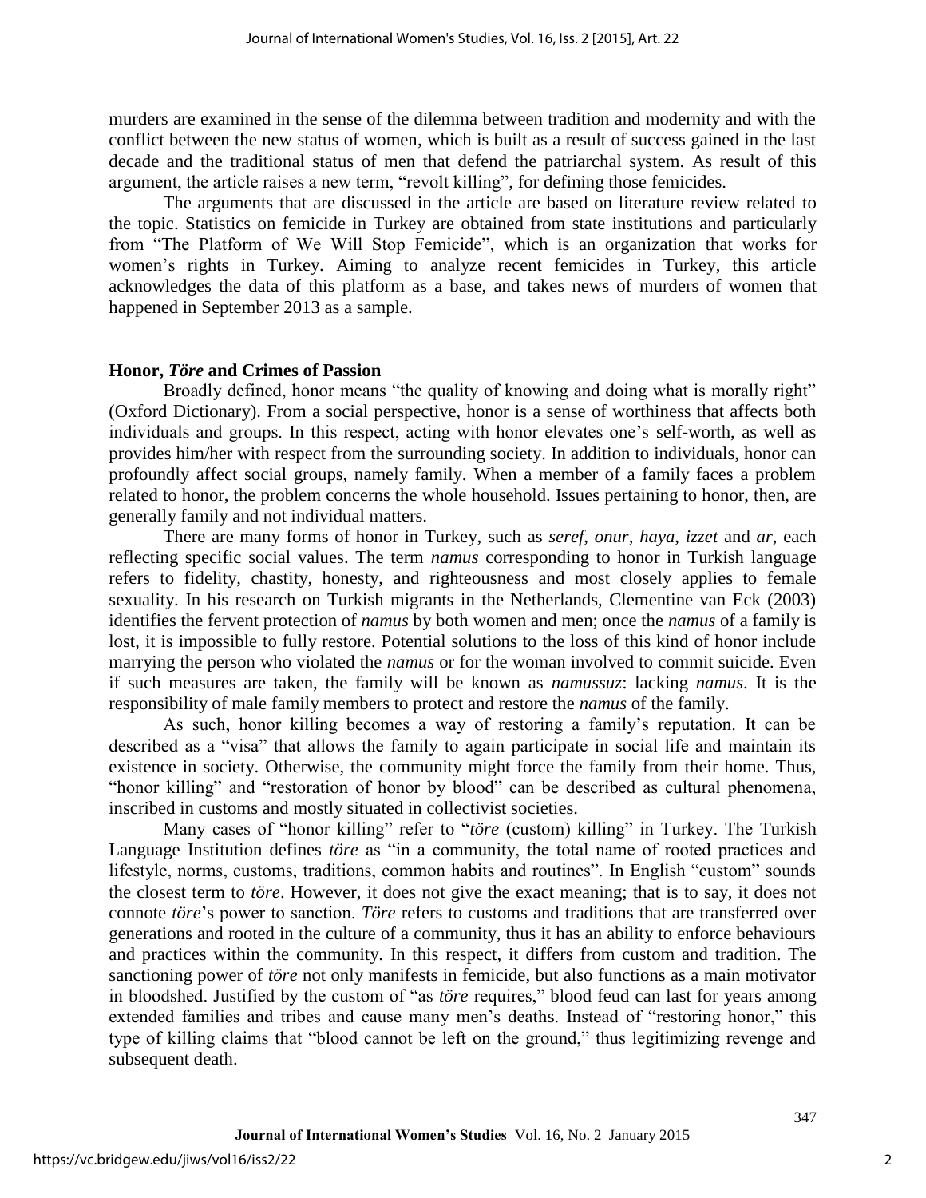murders are examined in the sense of the dilemma between tradition and modernity and with the conflict between the new status of women, which is built as a result of success gained in the last decade and the traditional status of men that defend the patriarchal system. As result of this argument, the article raises a new term, "revolt killing", for defining those femicides.

The arguments that are discussed in the article are based on literature review related to the topic. Statistics on femicide in Turkey are obtained from state institutions and particularly from "The Platform of We Will Stop Femicide", which is an organization that works for women's rights in Turkey. Aiming to analyze recent femicides in Turkey, this article acknowledges the data of this platform as a base, and takes news of murders of women that happened in September 2013 as a sample.

## Honor, *Töre* and Crimes of Passion

Broadly defined, honor means "the quality of knowing and doing what is morally right" (Oxford Dictionary). From a social perspective, honor is a sense of worthiness that affects both individuals and groups. In this respect, acting with honor elevates one's self-worth, as well as provides him/her with respect from the surrounding society. In addition to individuals, honor can profoundly affect social groups, namely family. When a member of a family faces a problem related to honor, the problem concerns the whole household. Issues pertaining to honor, then, are generally family and not individual matters.

There are many forms of honor in Turkey, such as *seref*, *onur*, *haya*, *izzet* and *ar*, each reflecting specific social values. The term *namus* corresponding to honor in Turkish language refers to fidelity, chastity, honesty, and righteousness and most closely applies to female sexuality. In his research on Turkish migrants in the Netherlands, Clementine van Eck (2003) identifies the fervent protection of *namus* by both women and men; once the *namus* of a family is lost, it is impossible to fully restore. Potential solutions to the loss of this kind of honor include marrying the person who violated the *namus* or for the woman involved to commit suicide. Even if such measures are taken, the family will be known as *namussuz*: lacking *namus*. It is the responsibility of male family members to protect and restore the *namus* of the family.

As such, honor killing becomes a way of restoring a family's reputation. It can be described as a "visa" that allows the family to again participate in social life and maintain its existence in society. Otherwise, the community might force the family from their home. Thus, "honor killing" and "restoration of honor by blood" can be described as cultural phenomena, inscribed in customs and mostly situated in collectivist societies.

Many cases of "honor killing" refer to "*töre* (custom) killing" in Turkey. The Turkish Language Institution defines *töre* as "in a community, the total name of rooted practices and lifestyle, norms, customs, traditions, common habits and routines". In English "custom" sounds the closest term to *töre*. However, it does not give the exact meaning; that is to say, it does not connote *töre*'s power to sanction. *Töre* refers to customs and traditions that are transferred over generations and rooted in the culture of a community, thus it has an ability to enforce behaviours and practices within the community. In this respect, it differs from custom and tradition. The sanctioning power of *töre* not only manifests in femicide, but also functions as a main motivator in bloodshed. Justified by the custom of "as *töre* requires," blood feud can last for years among extended families and tribes and cause many men's deaths. Instead of "restoring honor," this type of killing claims that "blood cannot be left on the ground," thus legitimizing revenge and subsequent death.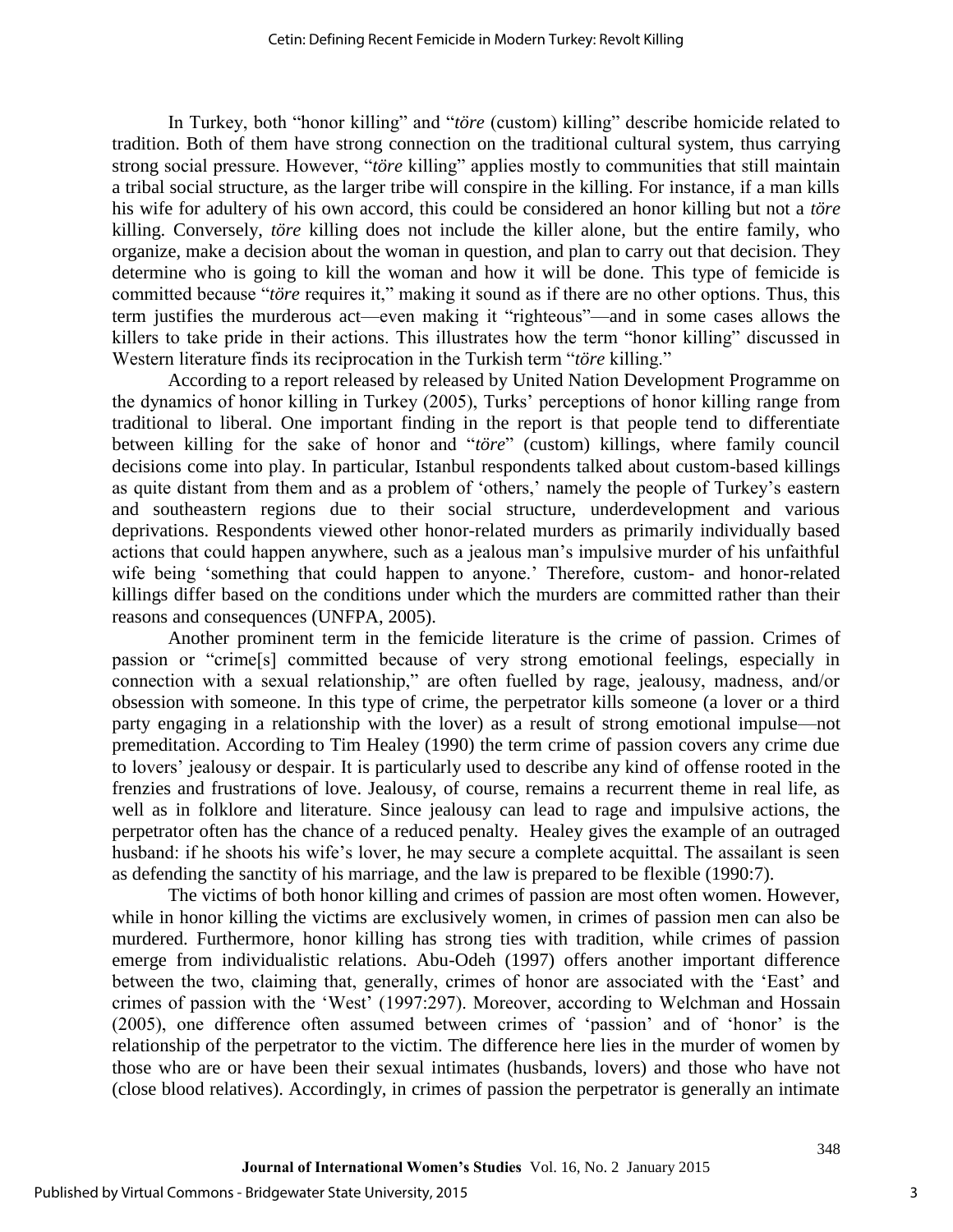In Turkey, both "honor killing" and "*töre* (custom) killing" describe homicide related to tradition. Both of them have strong connection on the traditional cultural system, thus carrying strong social pressure. However, "*töre* killing" applies mostly to communities that still maintain a tribal social structure, as the larger tribe will conspire in the killing. For instance, if a man kills his wife for adultery of his own accord, this could be considered an honor killing but not a *töre* killing. Conversely, *töre* killing does not include the killer alone, but the entire family, who organize, make a decision about the woman in question, and plan to carry out that decision. They determine who is going to kill the woman and how it will be done. This type of femicide is committed because "*töre* requires it," making it sound as if there are no other options. Thus, this term justifies the murderous act—even making it "righteous"—and in some cases allows the killers to take pride in their actions. This illustrates how the term "honor killing" discussed in Western literature finds its reciprocation in the Turkish term "*töre* killing."

According to a report released by released by United Nation Development Programme on the dynamics of honor killing in Turkey (2005), Turks' perceptions of honor killing range from traditional to liberal. One important finding in the report is that people tend to differentiate between killing for the sake of honor and "*töre*" (custom) killings, where family council decisions come into play. In particular, Istanbul respondents talked about custom-based killings as quite distant from them and as a problem of 'others,' namely the people of Turkey's eastern and southeastern regions due to their social structure, underdevelopment and various deprivations. Respondents viewed other honor-related murders as primarily individually based actions that could happen anywhere, such as a jealous man's impulsive murder of his unfaithful wife being 'something that could happen to anyone.' Therefore, custom- and honor-related killings differ based on the conditions under which the murders are committed rather than their reasons and consequences (UNFPA, 2005).

Another prominent term in the femicide literature is the crime of passion. Crimes of passion or "crime[s] committed because of very strong emotional feelings, especially in connection with a sexual relationship," are often fuelled by rage, jealousy, madness, and/or obsession with someone. In this type of crime, the perpetrator kills someone (a lover or a third party engaging in a relationship with the lover) as a result of strong emotional impulse—not premeditation. According to Tim Healey (1990) the term crime of passion covers any crime due to lovers' jealousy or despair. It is particularly used to describe any kind of offense rooted in the frenzies and frustrations of love. Jealousy, of course, remains a recurrent theme in real life, as well as in folklore and literature. Since jealousy can lead to rage and impulsive actions, the perpetrator often has the chance of a reduced penalty. Healey gives the example of an outraged husband: if he shoots his wife's lover, he may secure a complete acquittal. The assailant is seen as defending the sanctity of his marriage, and the law is prepared to be flexible (1990:7).

The victims of both honor killing and crimes of passion are most often women. However, while in honor killing the victims are exclusively women, in crimes of passion men can also be murdered. Furthermore, honor killing has strong ties with tradition, while crimes of passion emerge from individualistic relations. Abu-Odeh (1997) offers another important difference between the two, claiming that, generally, crimes of honor are associated with the 'East' and crimes of passion with the 'West' (1997:297). Moreover, according to Welchman and Hossain (2005), one difference often assumed between crimes of 'passion' and of 'honor' is the relationship of the perpetrator to the victim. The difference here lies in the murder of women by those who are or have been their sexual intimates (husbands, lovers) and those who have not (close blood relatives). Accordingly, in crimes of passion the perpetrator is generally an intimate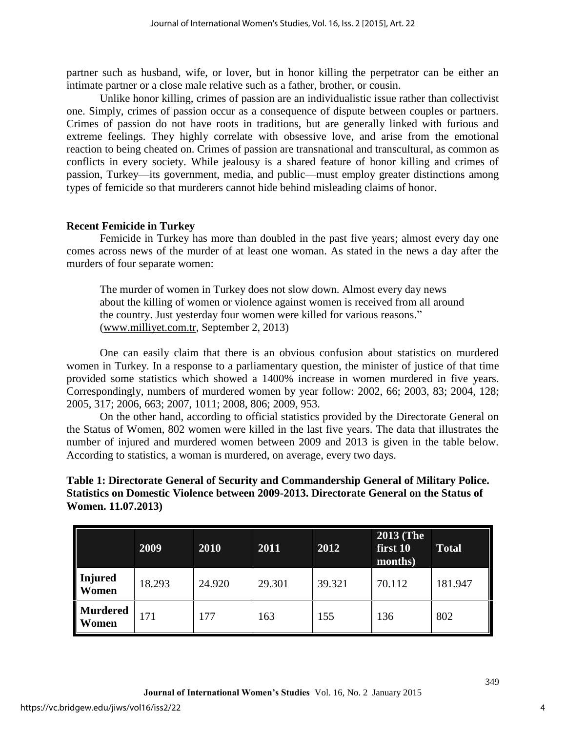partner such as husband, wife, or lover, but in honor killing the perpetrator can be either an intimate partner or a close male relative such as a father, brother, or cousin.

Unlike honor killing, crimes of passion are an individualistic issue rather than collectivist one. Simply, crimes of passion occur as a consequence of dispute between couples or partners. Crimes of passion do not have roots in traditions, but are generally linked with furious and extreme feelings. They highly correlate with obsessive love, and arise from the emotional reaction to being cheated on. Crimes of passion are transnational and transcultural, as common as conflicts in every society. While jealousy is a shared feature of honor killing and crimes of passion, Turkey—its government, media, and public—must employ greater distinctions among types of femicide so that murderers cannot hide behind misleading claims of honor.

## Recent Femicide in Turkey

Femicide in Turkey has more than doubled in the past five years; almost every day one comes across news of the murder of at least one woman. As stated in the news a day after the murders of four separate women:

> The murder of women in Turkey does not slow down. Almost every day news about the killing of women or violence against women is received from all around the country. Just yesterday four women were killed for various reasons." (www.milliyet.com.tr, September 2, 2013)

One can easily claim that there is an obvious confusion about statistics on murdered women in Turkey. In a response to a parliamentary question, the minister of justice of that time provided some statistics which showed a 1400% increase in women murdered in five years. Correspondingly, numbers of murdered women by year follow: 2002, 66; 2003, 83; 2004, 128; 2005, 317; 2006, 663; 2007, 1011; 2008, 806; 2009, 953.

On the other hand, according to official statistics provided by the Directorate General on the Status of Women, 802 women were killed in the last five years. The data that illustrates the number of injured and murdered women between 2009 and 2013 is given in the table below. According to statistics, a woman is murdered, on average, every two days.

**Table 1: Directorate General of Security and Commandership General of Military Police. Statistics on Domestic Violence between 2009-2013. Directorate General on the Status of Women. 11.07.2013)**

| | 2009 | 2010 | 2011 | 2012 | 2013 (The first 10 months) | Total |
|---|---|---|---|---|---|---|
| **Injured Women** | 18.293 | 24.920 | 29.301 | 39.321 | 70.112 | 181.947 |
| **Murdered Women** | 171 | 177 | 163 | 155 | 136 | 802 |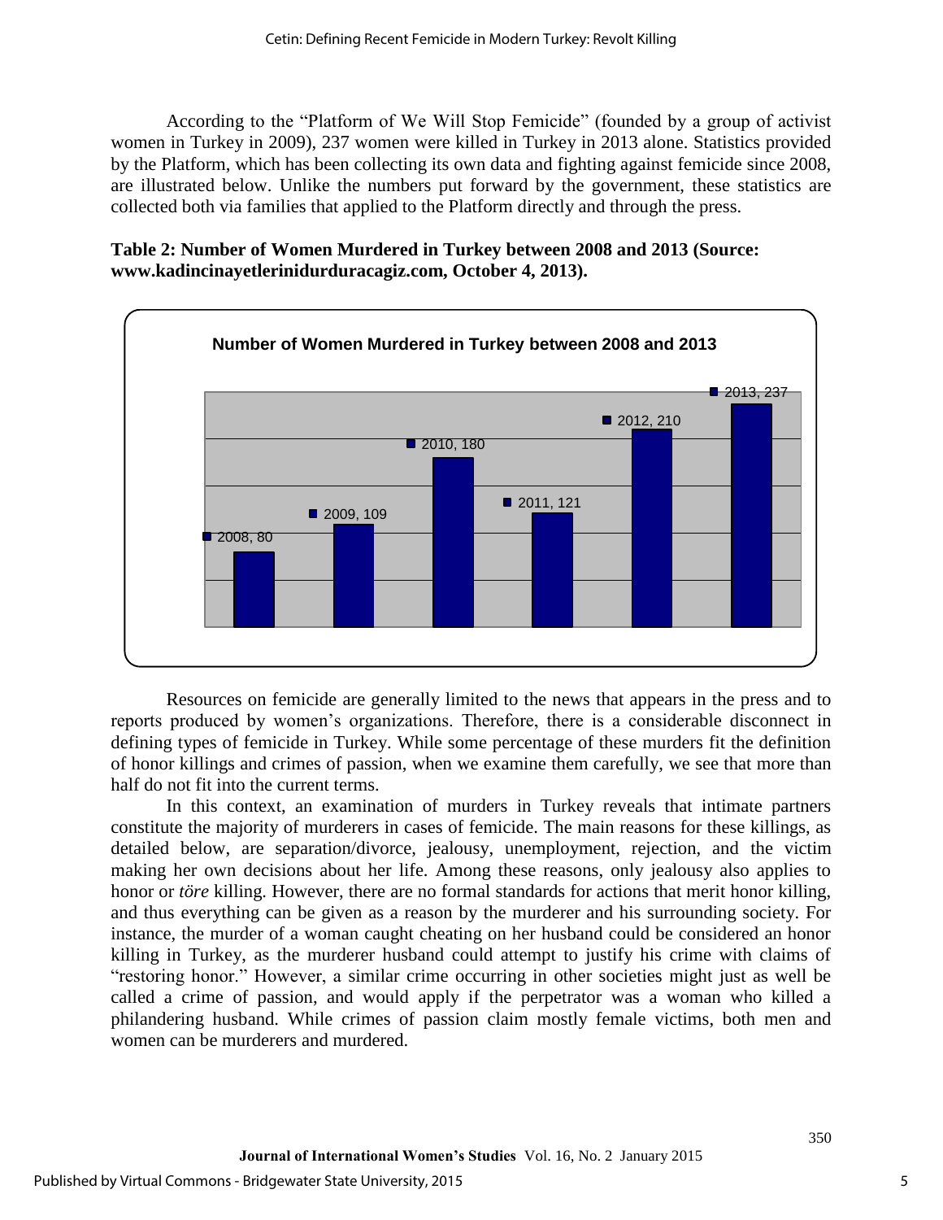According to the "Platform of We Will Stop Femicide" (founded by a group of activist women in Turkey in 2009), 237 women were killed in Turkey in 2013 alone. Statistics provided by the Platform, which has been collecting its own data and fighting against femicide since 2008, are illustrated below. Unlike the numbers put forward by the government, these statistics are collected both via families that applied to the Platform directly and through the press.

**Table 2: Number of Women Murdered in Turkey between 2008 and 2013 (Source: www.kadincinayetlerinidurduracagiz.com, October 4, 2013).**

**Number of Women Murdered in Turkey between 2008 and 2013**

| Year | Number |
|---|---|
| 2008 | 80 |
| 2009 | 109 |
| 2010 | 180 |
| 2011 | 121 |
| 2012 | 210 |
| 2013 | 237 |

Resources on femicide are generally limited to the news that appears in the press and to reports produced by women's organizations. Therefore, there is a considerable disconnect in defining types of femicide in Turkey. While some percentage of these murders fit the definition of honor killings and crimes of passion, when we examine them carefully, we see that more than half do not fit into the current terms.

In this context, an examination of murders in Turkey reveals that intimate partners constitute the majority of murderers in cases of femicide. The main reasons for these killings, as detailed below, are separation/divorce, jealousy, unemployment, rejection, and the victim making her own decisions about her life. Among these reasons, only jealousy also applies to honor or *töre* killing. However, there are no formal standards for actions that merit honor killing, and thus everything can be given as a reason by the murderer and his surrounding society. For instance, the murder of a woman caught cheating on her husband could be considered an honor killing in Turkey, as the murderer husband could attempt to justify his crime with claims of "restoring honor." However, a similar crime occurring in other societies might just as well be called a crime of passion, and would apply if the perpetrator was a woman who killed a philandering husband. While crimes of passion claim mostly female victims, both men and women can be murderers and murdered.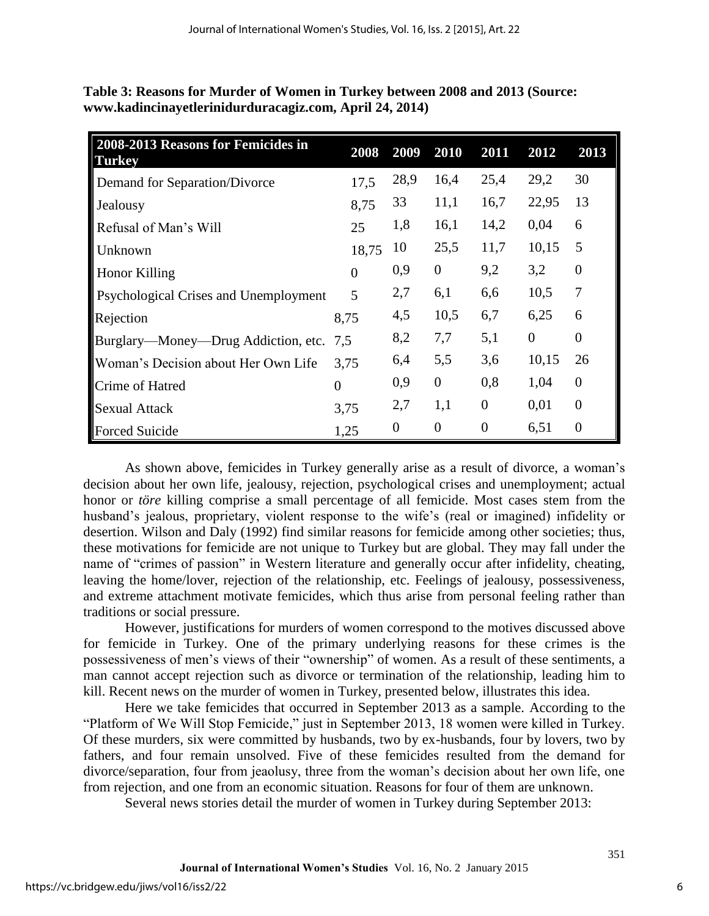**Table 3: Reasons for Murder of Women in Turkey between 2008 and 2013 (Source: www.kadincinayetlerinidurduracagiz.com, April 24, 2014)**

| 2008-2013 Reasons for Femicides in Turkey | 2008 | 2009 | 2010 | 2011 | 2012 | 2013 |
|---|---|---|---|---|---|---|
| Demand for Separation/Divorce | 17,5 | 28,9 | 16,4 | 25,4 | 29,2 | 30 |
| Jealousy | 8,75 | 33 | 11,1 | 16,7 | 22,95 | 13 |
| Refusal of Man's Will | 25 | 1,8 | 16,1 | 14,2 | 0,04 | 6 |
| Unknown | 18,75 | 10 | 25,5 | 11,7 | 10,15 | 5 |
| Honor Killing | 0 | 0,9 | 0 | 9,2 | 3,2 | 0 |
| Psychological Crises and Unemployment | 5 | 2,7 | 6,1 | 6,6 | 10,5 | 7 |
| Rejection | 8,75 | 4,5 | 10,5 | 6,7 | 6,25 | 6 |
| Burglary—Money—Drug Addiction, etc. | 7,5 | 8,2 | 7,7 | 5,1 | 0 | 0 |
| Woman's Decision about Her Own Life | 3,75 | 6,4 | 5,5 | 3,6 | 10,15 | 26 |
| Crime of Hatred | 0 | 0,9 | 0 | 0,8 | 1,04 | 0 |
| Sexual Attack | 3,75 | 2,7 | 1,1 | 0 | 0,01 | 0 |
| Forced Suicide | 1,25 | 0 | 0 | 0 | 6,51 | 0 |

As shown above, femicides in Turkey generally arise as a result of divorce, a woman's decision about her own life, jealousy, rejection, psychological crises and unemployment; actual honor or *töre* killing comprise a small percentage of all femicide. Most cases stem from the husband's jealous, proprietary, violent response to the wife's (real or imagined) infidelity or desertion. Wilson and Daly (1992) find similar reasons for femicide among other societies; thus, these motivations for femicide are not unique to Turkey but are global. They may fall under the name of "crimes of passion" in Western literature and generally occur after infidelity, cheating, leaving the home/lover, rejection of the relationship, etc. Feelings of jealousy, possessiveness, and extreme attachment motivate femicides, which thus arise from personal feeling rather than traditions or social pressure.

However, justifications for murders of women correspond to the motives discussed above for femicide in Turkey. One of the primary underlying reasons for these crimes is the possessiveness of men's views of their "ownership" of women. As a result of these sentiments, a man cannot accept rejection such as divorce or termination of the relationship, leading him to kill. Recent news on the murder of women in Turkey, presented below, illustrates this idea.

Here we take femicides that occurred in September 2013 as a sample. According to the "Platform of We Will Stop Femicide," just in September 2013, 18 women were killed in Turkey. Of these murders, six were committed by husbands, two by ex-husbands, four by lovers, two by fathers, and four remain unsolved. Five of these femicides resulted from the demand for divorce/separation, four from jeaolusy, three from the woman's decision about her own life, one from rejection, and one from an economic situation. Reasons for four of them are unknown.

Several news stories detail the murder of women in Turkey during September 2013: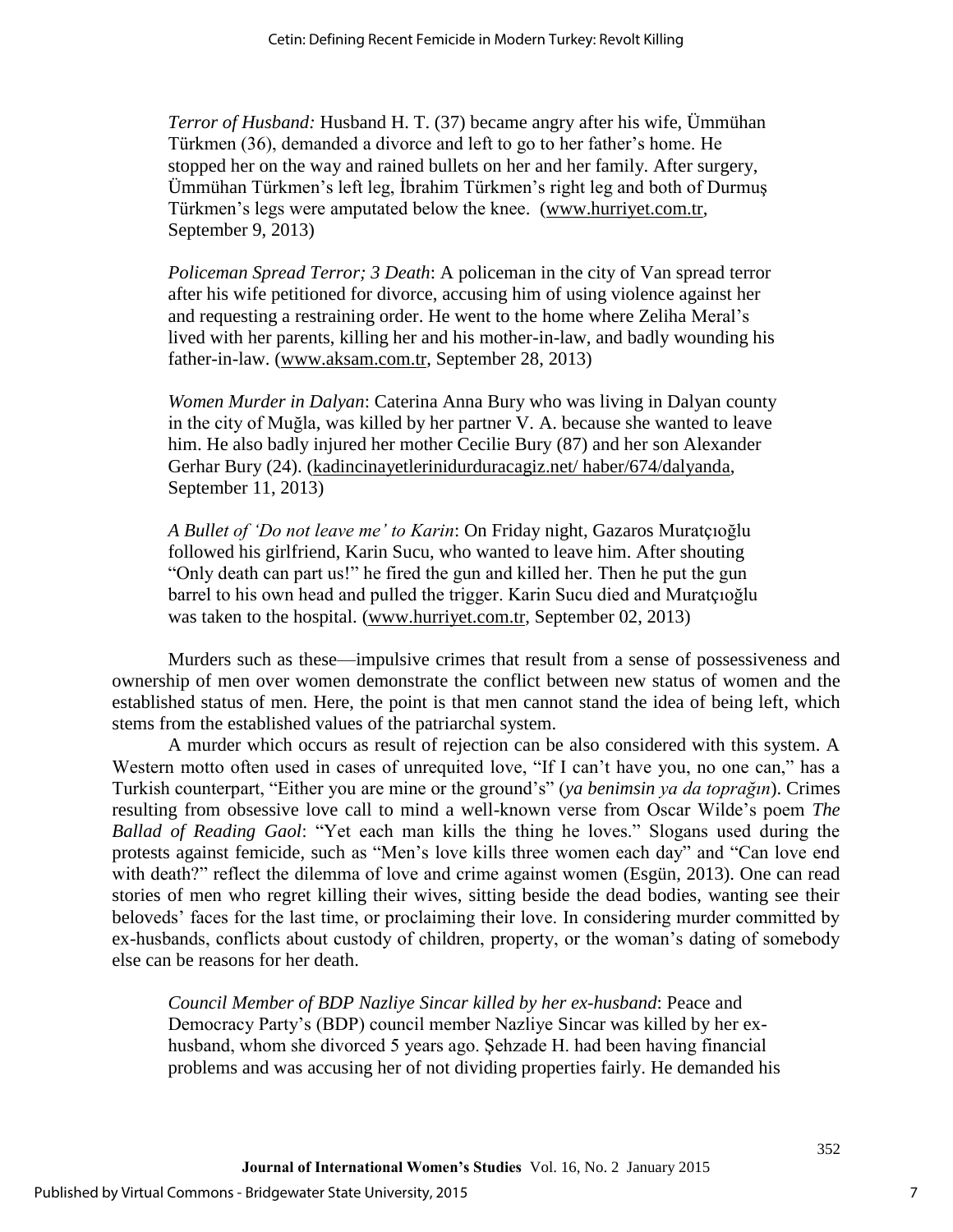*Terror of Husband:* Husband H. T. (37) became angry after his wife, Ümmühan Türkmen (36), demanded a divorce and left to go to her father's home. He stopped her on the way and rained bullets on her and her family. After surgery, Ümmühan Türkmen's left leg, İbrahim Türkmen's right leg and both of Durmuş Türkmen's legs were amputated below the knee. (www.hurriyet.com.tr, September 9, 2013)

*Policeman Spread Terror; 3 Death*: A policeman in the city of Van spread terror after his wife petitioned for divorce, accusing him of using violence against her and requesting a restraining order. He went to the home where Zeliha Meral's lived with her parents, killing her and his mother-in-law, and badly wounding his father-in-law. (www.aksam.com.tr, September 28, 2013)

*Women Murder in Dalyan*: Caterina Anna Bury who was living in Dalyan county in the city of Muğla, was killed by her partner V. A. because she wanted to leave him. He also badly injured her mother Cecilie Bury (87) and her son Alexander Gerhar Bury (24). (kadincinayetlerinidurduracagiz.net/ haber/674/dalyanda, September 11, 2013)

*A Bullet of 'Do not leave me' to Karin*: On Friday night, Gazaros Muratçıoğlu followed his girlfriend, Karin Sucu, who wanted to leave him. After shouting "Only death can part us!" he fired the gun and killed her. Then he put the gun barrel to his own head and pulled the trigger. Karin Sucu died and Muratçıoğlu was taken to the hospital. (www.hurriyet.com.tr, September 02, 2013)

Murders such as these—impulsive crimes that result from a sense of possessiveness and ownership of men over women demonstrate the conflict between new status of women and the established status of men. Here, the point is that men cannot stand the idea of being left, which stems from the established values of the patriarchal system.

A murder which occurs as result of rejection can be also considered with this system. A Western motto often used in cases of unrequited love, "If I can't have you, no one can," has a Turkish counterpart, "Either you are mine or the ground's" (*ya benimsin ya da toprağın*). Crimes resulting from obsessive love call to mind a well-known verse from Oscar Wilde's poem *The Ballad of Reading Gaol*: "Yet each man kills the thing he loves." Slogans used during the protests against femicide, such as "Men's love kills three women each day" and "Can love end with death?" reflect the dilemma of love and crime against women (Esgün, 2013). One can read stories of men who regret killing their wives, sitting beside the dead bodies, wanting see their beloveds' faces for the last time, or proclaiming their love. In considering murder committed by ex-husbands, conflicts about custody of children, property, or the woman's dating of somebody else can be reasons for her death.

*Council Member of BDP Nazliye Sincar killed by her ex-husband*: Peace and Democracy Party's (BDP) council member Nazliye Sincar was killed by her ex-husband, whom she divorced 5 years ago. Şehzade H. had been having financial problems and was accusing her of not dividing properties fairly. He demanded his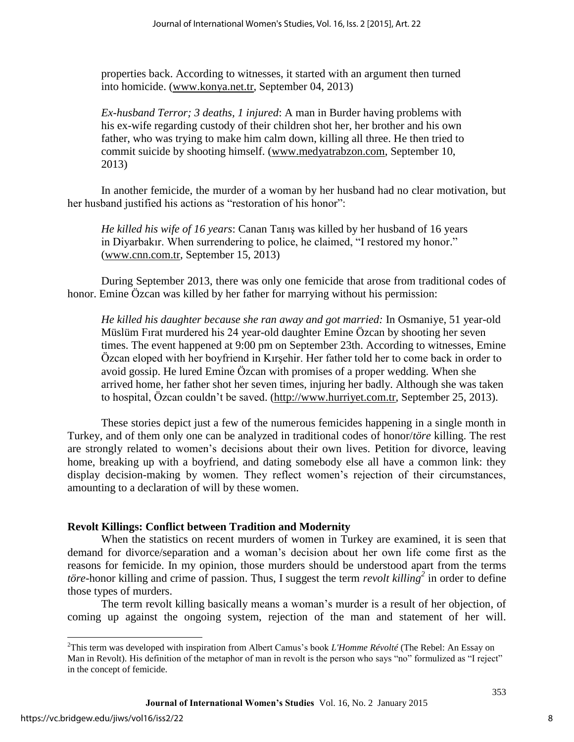properties back. According to witnesses, it started with an argument then turned into homicide. (www.konya.net.tr, September 04, 2013)

> *Ex-husband Terror; 3 deaths, 1 injured*: A man in Burder having problems with his ex-wife regarding custody of their children shot her, her brother and his own father, who was trying to make him calm down, killing all three. He then tried to commit suicide by shooting himself. (www.medyatrabzon.com, September 10, 2013)

In another femicide, the murder of a woman by her husband had no clear motivation, but her husband justified his actions as "restoration of his honor":

> *He killed his wife of 16 years*: Canan Tanış was killed by her husband of 16 years in Diyarbakır. When surrendering to police, he claimed, "I restored my honor." (www.cnn.com.tr, September 15, 2013)

During September 2013, there was only one femicide that arose from traditional codes of honor. Emine Özcan was killed by her father for marrying without his permission:

> *He killed his daughter because she ran away and got married:* In Osmaniye, 51 year-old Müslüm Fırat murdered his 24 year-old daughter Emine Özcan by shooting her seven times. The event happened at 9:00 pm on September 23th. According to witnesses, Emine Özcan eloped with her boyfriend in Kırşehir. Her father told her to come back in order to avoid gossip. He lured Emine Özcan with promises of a proper wedding. When she arrived home, her father shot her seven times, injuring her badly. Although she was taken to hospital, Özcan couldn't be saved. (http://www.hurriyet.com.tr, September 25, 2013).

These stories depict just a few of the numerous femicides happening in a single month in Turkey, and of them only one can be analyzed in traditional codes of honor/*töre* killing. The rest are strongly related to women's decisions about their own lives. Petition for divorce, leaving home, breaking up with a boyfriend, and dating somebody else all have a common link: they display decision-making by women. They reflect women's rejection of their circumstances, amounting to a declaration of will by these women.

## Revolt Killings: Conflict between Tradition and Modernity

When the statistics on recent murders of women in Turkey are examined, it is seen that demand for divorce/separation and a woman's decision about her own life come first as the reasons for femicide. In my opinion, those murders should be understood apart from the terms *töre*-honor killing and crime of passion. Thus, I suggest the term *revolt killing*[2] in order to define those types of murders.

The term revolt killing basically means a woman's murder is a result of her objection, of coming up against the ongoing system, rejection of the man and statement of her will.

---

[2]This term was developed with inspiration from Albert Camus's book *L'Homme Révolté* (The Rebel: An Essay on Man in Revolt). His definition of the metaphor of man in revolt is the person who says "no" formulized as "I reject" in the concept of femicide.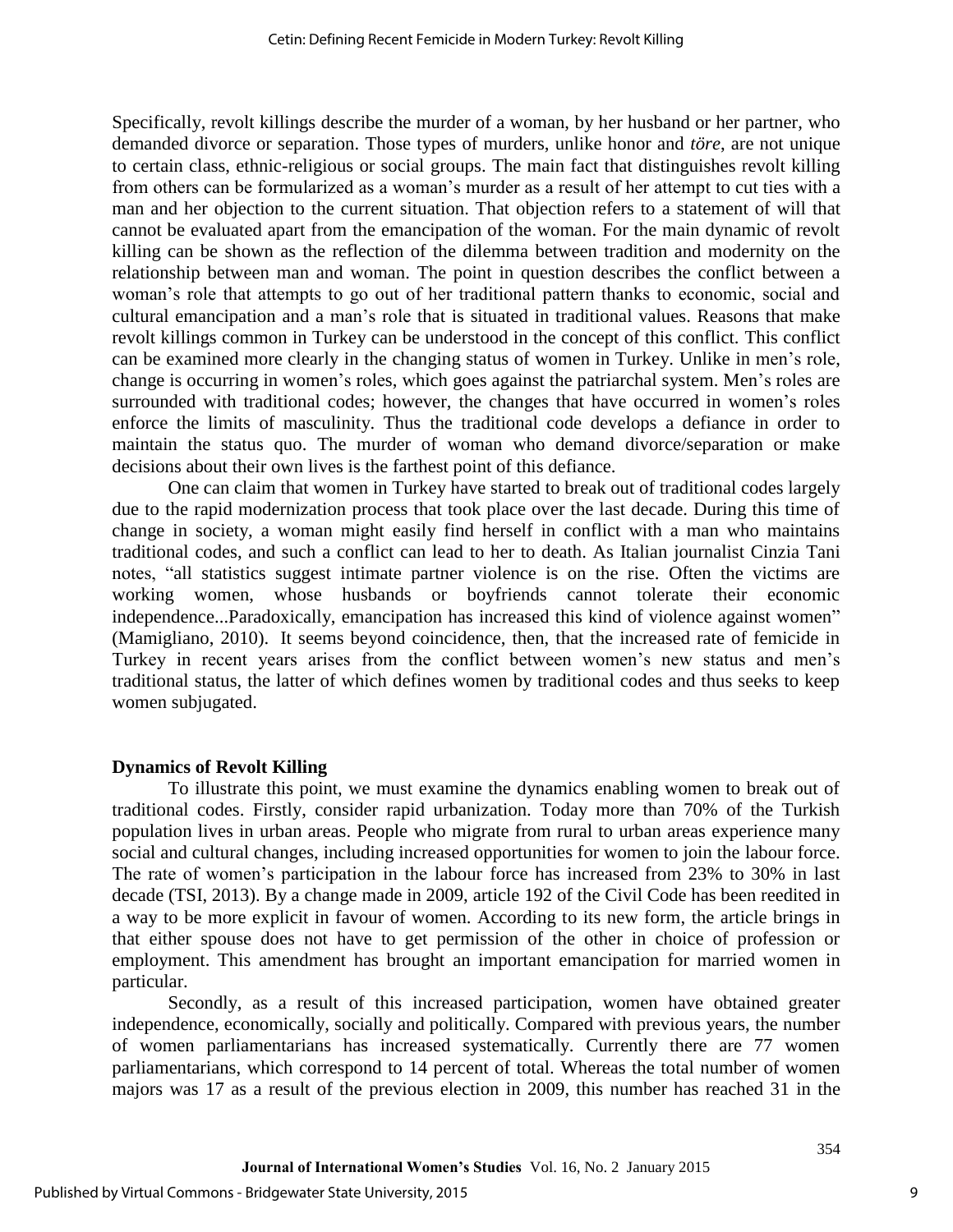Specifically, revolt killings describe the murder of a woman, by her husband or her partner, who demanded divorce or separation. Those types of murders, unlike honor and *töre*, are not unique to certain class, ethnic-religious or social groups. The main fact that distinguishes revolt killing from others can be formularized as a woman's murder as a result of her attempt to cut ties with a man and her objection to the current situation. That objection refers to a statement of will that cannot be evaluated apart from the emancipation of the woman. For the main dynamic of revolt killing can be shown as the reflection of the dilemma between tradition and modernity on the relationship between man and woman. The point in question describes the conflict between a woman's role that attempts to go out of her traditional pattern thanks to economic, social and cultural emancipation and a man's role that is situated in traditional values. Reasons that make revolt killings common in Turkey can be understood in the concept of this conflict. This conflict can be examined more clearly in the changing status of women in Turkey. Unlike in men's role, change is occurring in women's roles, which goes against the patriarchal system. Men's roles are surrounded with traditional codes; however, the changes that have occurred in women's roles enforce the limits of masculinity. Thus the traditional code develops a defiance in order to maintain the status quo. The murder of woman who demand divorce/separation or make decisions about their own lives is the farthest point of this defiance.

One can claim that women in Turkey have started to break out of traditional codes largely due to the rapid modernization process that took place over the last decade. During this time of change in society, a woman might easily find herself in conflict with a man who maintains traditional codes, and such a conflict can lead to her to death. As Italian journalist Cinzia Tani notes, "all statistics suggest intimate partner violence is on the rise. Often the victims are working women, whose husbands or boyfriends cannot tolerate their economic independence...Paradoxically, emancipation has increased this kind of violence against women" (Mamigliano, 2010). It seems beyond coincidence, then, that the increased rate of femicide in Turkey in recent years arises from the conflict between women's new status and men's traditional status, the latter of which defines women by traditional codes and thus seeks to keep women subjugated.

### Dynamics of Revolt Killing

To illustrate this point, we must examine the dynamics enabling women to break out of traditional codes. Firstly, consider rapid urbanization. Today more than 70% of the Turkish population lives in urban areas. People who migrate from rural to urban areas experience many social and cultural changes, including increased opportunities for women to join the labour force. The rate of women's participation in the labour force has increased from 23% to 30% in last decade (TSI, 2013). By a change made in 2009, article 192 of the Civil Code has been reedited in a way to be more explicit in favour of women. According to its new form, the article brings in that either spouse does not have to get permission of the other in choice of profession or employment. This amendment has brought an important emancipation for married women in particular.

Secondly, as a result of this increased participation, women have obtained greater independence, economically, socially and politically. Compared with previous years, the number of women parliamentarians has increased systematically. Currently there are 77 women parliamentarians, which correspond to 14 percent of total. Whereas the total number of women majors was 17 as a result of the previous election in 2009, this number has reached 31 in the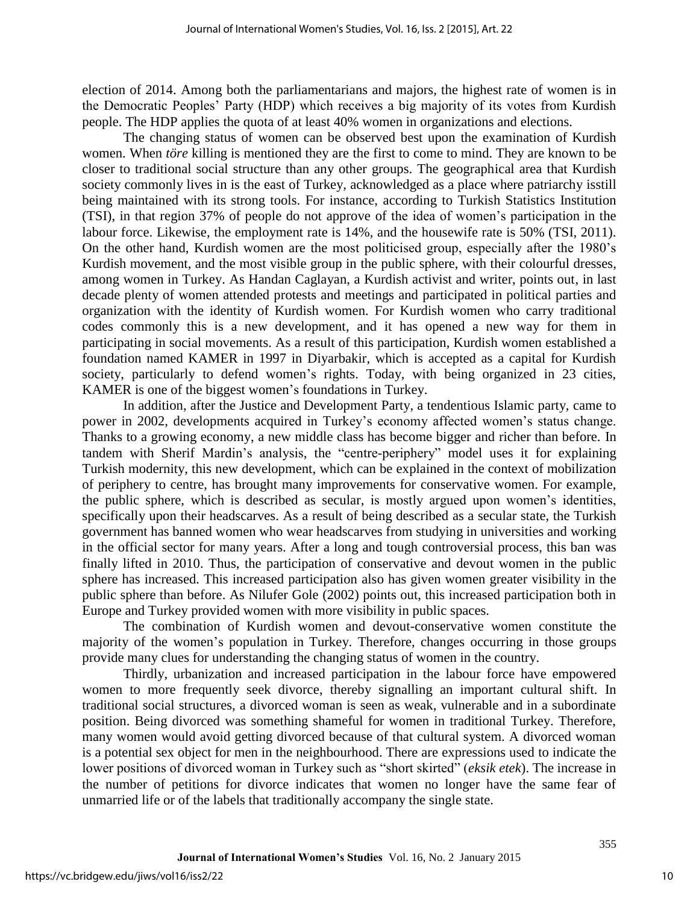election of 2014. Among both the parliamentarians and majors, the highest rate of women is in the Democratic Peoples' Party (HDP) which receives a big majority of its votes from Kurdish people. The HDP applies the quota of at least 40% women in organizations and elections.

The changing status of women can be observed best upon the examination of Kurdish women. When *töre* killing is mentioned they are the first to come to mind. They are known to be closer to traditional social structure than any other groups. The geographical area that Kurdish society commonly lives in is the east of Turkey, acknowledged as a place where patriarchy isstill being maintained with its strong tools. For instance, according to Turkish Statistics Institution (TSI), in that region 37% of people do not approve of the idea of women's participation in the labour force. Likewise, the employment rate is 14%, and the housewife rate is 50% (TSI, 2011). On the other hand, Kurdish women are the most politicised group, especially after the 1980's Kurdish movement, and the most visible group in the public sphere, with their colourful dresses, among women in Turkey. As Handan Caglayan, a Kurdish activist and writer, points out, in last decade plenty of women attended protests and meetings and participated in political parties and organization with the identity of Kurdish women. For Kurdish women who carry traditional codes commonly this is a new development, and it has opened a new way for them in participating in social movements. As a result of this participation, Kurdish women established a foundation named KAMER in 1997 in Diyarbakir, which is accepted as a capital for Kurdish society, particularly to defend women's rights. Today, with being organized in 23 cities, KAMER is one of the biggest women's foundations in Turkey.

In addition, after the Justice and Development Party, a tendentious Islamic party, came to power in 2002, developments acquired in Turkey's economy affected women's status change. Thanks to a growing economy, a new middle class has become bigger and richer than before. In tandem with Sherif Mardin's analysis, the "centre-periphery" model uses it for explaining Turkish modernity, this new development, which can be explained in the context of mobilization of periphery to centre, has brought many improvements for conservative women. For example, the public sphere, which is described as secular, is mostly argued upon women's identities, specifically upon their headscarves. As a result of being described as a secular state, the Turkish government has banned women who wear headscarves from studying in universities and working in the official sector for many years. After a long and tough controversial process, this ban was finally lifted in 2010. Thus, the participation of conservative and devout women in the public sphere has increased. This increased participation also has given women greater visibility in the public sphere than before. As Nilufer Gole (2002) points out, this increased participation both in Europe and Turkey provided women with more visibility in public spaces.

The combination of Kurdish women and devout-conservative women constitute the majority of the women's population in Turkey. Therefore, changes occurring in those groups provide many clues for understanding the changing status of women in the country.

Thirdly, urbanization and increased participation in the labour force have empowered women to more frequently seek divorce, thereby signalling an important cultural shift. In traditional social structures, a divorced woman is seen as weak, vulnerable and in a subordinate position. Being divorced was something shameful for women in traditional Turkey. Therefore, many women would avoid getting divorced because of that cultural system. A divorced woman is a potential sex object for men in the neighbourhood. There are expressions used to indicate the lower positions of divorced woman in Turkey such as "short skirted" (*eksik etek*). The increase in the number of petitions for divorce indicates that women no longer have the same fear of unmarried life or of the labels that traditionally accompany the single state.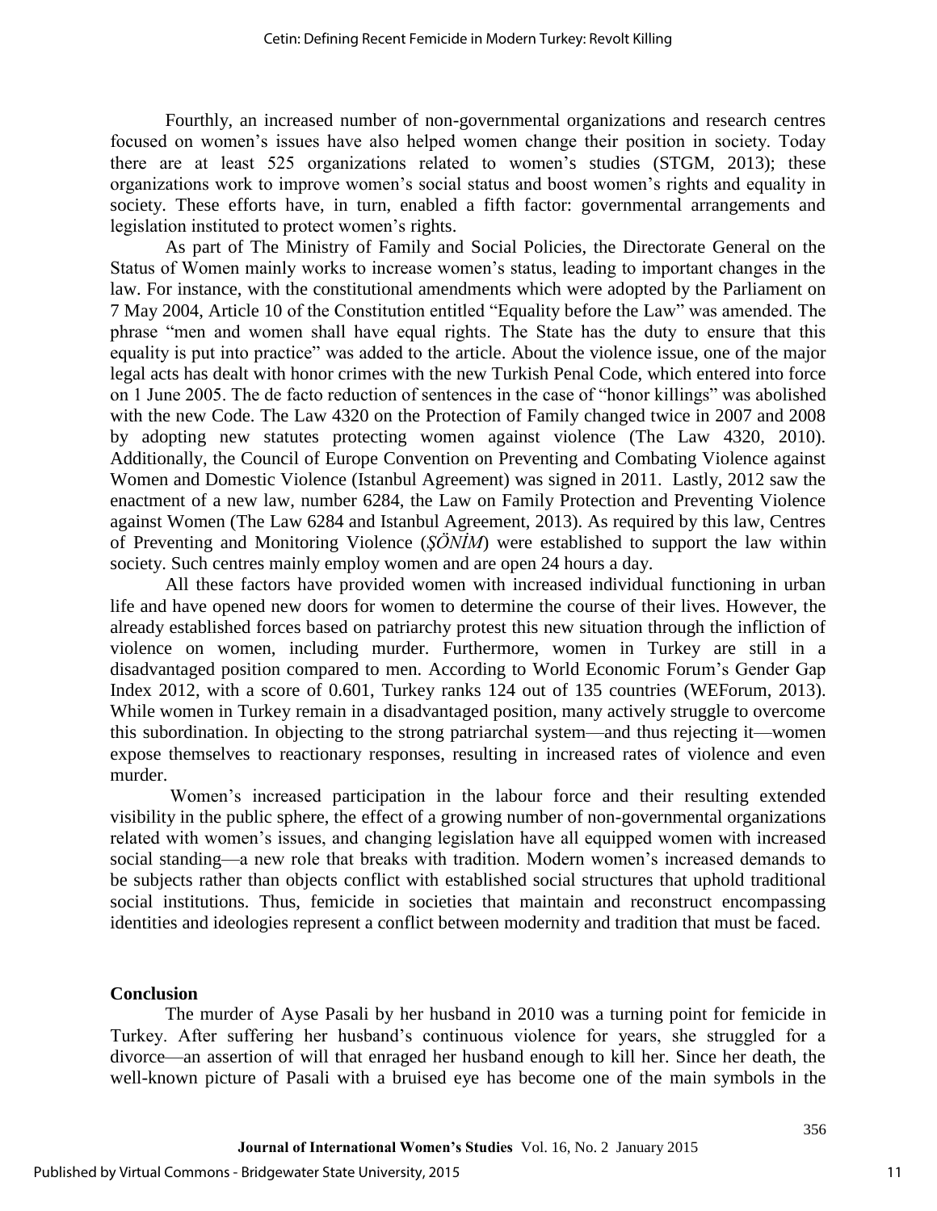Fourthly, an increased number of non-governmental organizations and research centres focused on women's issues have also helped women change their position in society. Today there are at least 525 organizations related to women's studies (STGM, 2013); these organizations work to improve women's social status and boost women's rights and equality in society. These efforts have, in turn, enabled a fifth factor: governmental arrangements and legislation instituted to protect women's rights.

As part of The Ministry of Family and Social Policies, the Directorate General on the Status of Women mainly works to increase women's status, leading to important changes in the law. For instance, with the constitutional amendments which were adopted by the Parliament on 7 May 2004, Article 10 of the Constitution entitled "Equality before the Law" was amended. The phrase "men and women shall have equal rights. The State has the duty to ensure that this equality is put into practice" was added to the article. About the violence issue, one of the major legal acts has dealt with honor crimes with the new Turkish Penal Code, which entered into force on 1 June 2005. The de facto reduction of sentences in the case of "honor killings" was abolished with the new Code. The Law 4320 on the Protection of Family changed twice in 2007 and 2008 by adopting new statutes protecting women against violence (The Law 4320, 2010). Additionally, the Council of Europe Convention on Preventing and Combating Violence against Women and Domestic Violence (Istanbul Agreement) was signed in 2011. Lastly, 2012 saw the enactment of a new law, number 6284, the Law on Family Protection and Preventing Violence against Women (The Law 6284 and Istanbul Agreement, 2013). As required by this law, Centres of Preventing and Monitoring Violence (*ŞÖNİM*) were established to support the law within society. Such centres mainly employ women and are open 24 hours a day.

All these factors have provided women with increased individual functioning in urban life and have opened new doors for women to determine the course of their lives. However, the already established forces based on patriarchy protest this new situation through the infliction of violence on women, including murder. Furthermore, women in Turkey are still in a disadvantaged position compared to men. According to World Economic Forum's Gender Gap Index 2012, with a score of 0.601, Turkey ranks 124 out of 135 countries (WEForum, 2013). While women in Turkey remain in a disadvantaged position, many actively struggle to overcome this subordination. In objecting to the strong patriarchal system—and thus rejecting it—women expose themselves to reactionary responses, resulting in increased rates of violence and even murder.

Women's increased participation in the labour force and their resulting extended visibility in the public sphere, the effect of a growing number of non-governmental organizations related with women's issues, and changing legislation have all equipped women with increased social standing—a new role that breaks with tradition. Modern women's increased demands to be subjects rather than objects conflict with established social structures that uphold traditional social institutions. Thus, femicide in societies that maintain and reconstruct encompassing identities and ideologies represent a conflict between modernity and tradition that must be faced.

## Conclusion

The murder of Ayse Pasali by her husband in 2010 was a turning point for femicide in Turkey. After suffering her husband's continuous violence for years, she struggled for a divorce—an assertion of will that enraged her husband enough to kill her. Since her death, the well-known picture of Pasali with a bruised eye has become one of the main symbols in the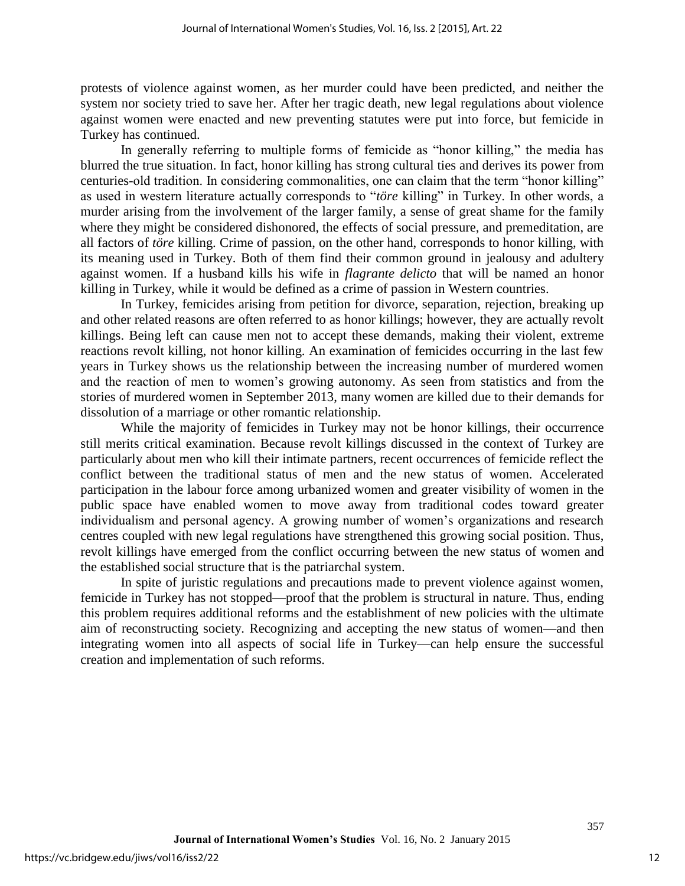protests of violence against women, as her murder could have been predicted, and neither the system nor society tried to save her. After her tragic death, new legal regulations about violence against women were enacted and new preventing statutes were put into force, but femicide in Turkey has continued.

In generally referring to multiple forms of femicide as "honor killing," the media has blurred the true situation. In fact, honor killing has strong cultural ties and derives its power from centuries-old tradition. In considering commonalities, one can claim that the term "honor killing" as used in western literature actually corresponds to "*töre* killing" in Turkey. In other words, a murder arising from the involvement of the larger family, a sense of great shame for the family where they might be considered dishonored, the effects of social pressure, and premeditation, are all factors of *töre* killing. Crime of passion, on the other hand, corresponds to honor killing, with its meaning used in Turkey. Both of them find their common ground in jealousy and adultery against women. If a husband kills his wife in *flagrante delicto* that will be named an honor killing in Turkey, while it would be defined as a crime of passion in Western countries.

In Turkey, femicides arising from petition for divorce, separation, rejection, breaking up and other related reasons are often referred to as honor killings; however, they are actually revolt killings. Being left can cause men not to accept these demands, making their violent, extreme reactions revolt killing, not honor killing. An examination of femicides occurring in the last few years in Turkey shows us the relationship between the increasing number of murdered women and the reaction of men to women's growing autonomy. As seen from statistics and from the stories of murdered women in September 2013, many women are killed due to their demands for dissolution of a marriage or other romantic relationship.

While the majority of femicides in Turkey may not be honor killings, their occurrence still merits critical examination. Because revolt killings discussed in the context of Turkey are particularly about men who kill their intimate partners, recent occurrences of femicide reflect the conflict between the traditional status of men and the new status of women. Accelerated participation in the labour force among urbanized women and greater visibility of women in the public space have enabled women to move away from traditional codes toward greater individualism and personal agency. A growing number of women's organizations and research centres coupled with new legal regulations have strengthened this growing social position. Thus, revolt killings have emerged from the conflict occurring between the new status of women and the established social structure that is the patriarchal system.

In spite of juristic regulations and precautions made to prevent violence against women, femicide in Turkey has not stopped—proof that the problem is structural in nature. Thus, ending this problem requires additional reforms and the establishment of new policies with the ultimate aim of reconstructing society. Recognizing and accepting the new status of women—and then integrating women into all aspects of social life in Turkey—can help ensure the successful creation and implementation of such reforms.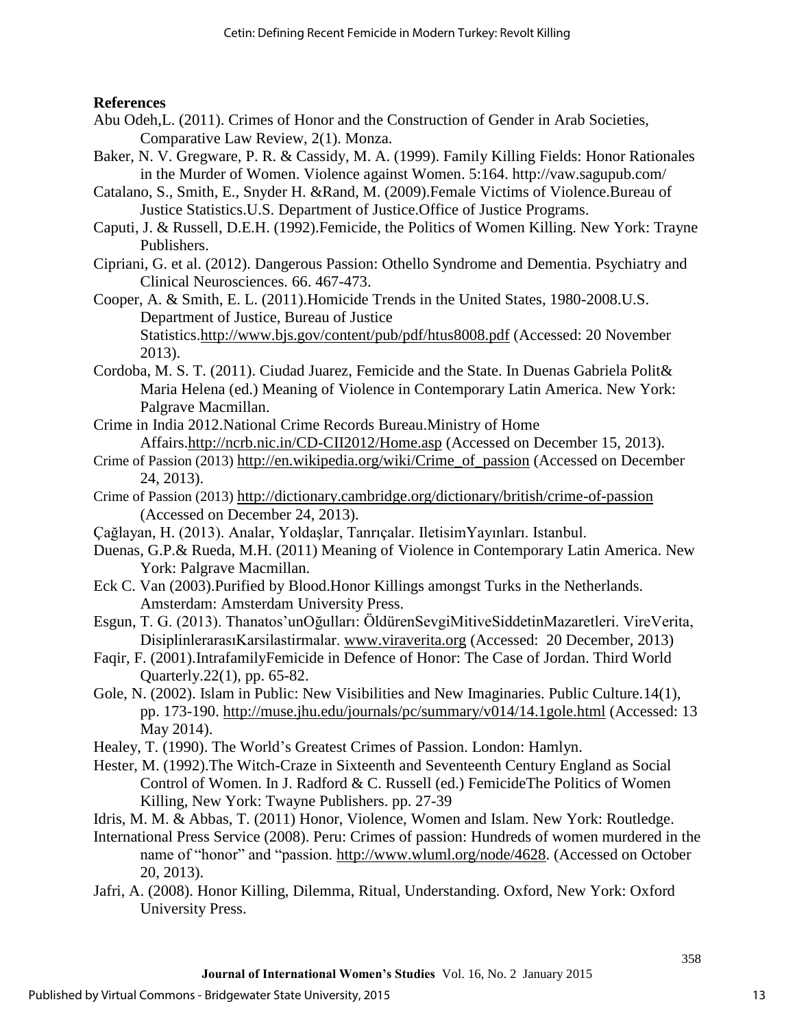**References**

Abu Odeh,L. (2011). Crimes of Honor and the Construction of Gender in Arab Societies, Comparative Law Review, 2(1). Monza.

Baker, N. V. Gregware, P. R. & Cassidy, M. A. (1999). Family Killing Fields: Honor Rationales in the Murder of Women. Violence against Women. 5:164. http://vaw.sagupub.com/

Catalano, S., Smith, E., Snyder H. &Rand, M. (2009).Female Victims of Violence.Bureau of Justice Statistics.U.S. Department of Justice.Office of Justice Programs.

Caputi, J. & Russell, D.E.H. (1992).Femicide, the Politics of Women Killing. New York: Trayne Publishers.

Cipriani, G. et al. (2012). Dangerous Passion: Othello Syndrome and Dementia. Psychiatry and Clinical Neurosciences. 66. 467-473.

Cooper, A. & Smith, E. L. (2011).Homicide Trends in the United States, 1980-2008.U.S. Department of Justice, Bureau of Justice Statistics.http://www.bjs.gov/content/pub/pdf/htus8008.pdf (Accessed: 20 November 2013).

Cordoba, M. S. T. (2011). Ciudad Juarez, Femicide and the State. In Duenas Gabriela Polit& Maria Helena (ed.) Meaning of Violence in Contemporary Latin America. New York: Palgrave Macmillan.

Crime in India 2012.National Crime Records Bureau.Ministry of Home Affairs.http://ncrb.nic.in/CD-CII2012/Home.asp (Accessed on December 15, 2013).

Crime of Passion (2013) http://en.wikipedia.org/wiki/Crime_of_passion (Accessed on December 24, 2013).

Crime of Passion (2013) http://dictionary.cambridge.org/dictionary/british/crime-of-passion (Accessed on December 24, 2013).

Çağlayan, H. (2013). Analar, Yoldaşlar, Tanrıçalar. IletisimYayınları. Istanbul.

Duenas, G.P.& Rueda, M.H. (2011) Meaning of Violence in Contemporary Latin America. New York: Palgrave Macmillan.

Eck C. Van (2003).Purified by Blood.Honor Killings amongst Turks in the Netherlands. Amsterdam: Amsterdam University Press.

Esgun, T. G. (2013). Thanatos'unOğulları: ÖldürenSevgiMitiveSiddetinMazaretleri. VireVerita, DisiplinlerarasıKarsilastirmalar. www.viraverita.org (Accessed: 20 December, 2013)

Faqir, F. (2001).IntrafamilyFemicide in Defence of Honor: The Case of Jordan. Third World Quarterly.22(1), pp. 65-82.

Gole, N. (2002). Islam in Public: New Visibilities and New Imaginaries. Public Culture.14(1), pp. 173-190. http://muse.jhu.edu/journals/pc/summary/v014/14.1gole.html (Accessed: 13 May 2014).

Healey, T. (1990). The World's Greatest Crimes of Passion. London: Hamlyn.

Hester, M. (1992).The Witch-Craze in Sixteenth and Seventeenth Century England as Social Control of Women. In J. Radford & C. Russell (ed.) FemicideThe Politics of Women Killing, New York: Twayne Publishers. pp. 27-39

Idris, M. M. & Abbas, T. (2011) Honor, Violence, Women and Islam. New York: Routledge.

International Press Service (2008). Peru: Crimes of passion: Hundreds of women murdered in the name of "honor" and "passion. http://www.wluml.org/node/4628. (Accessed on October 20, 2013).

Jafri, A. (2008). Honor Killing, Dilemma, Ritual, Understanding. Oxford, New York: Oxford University Press.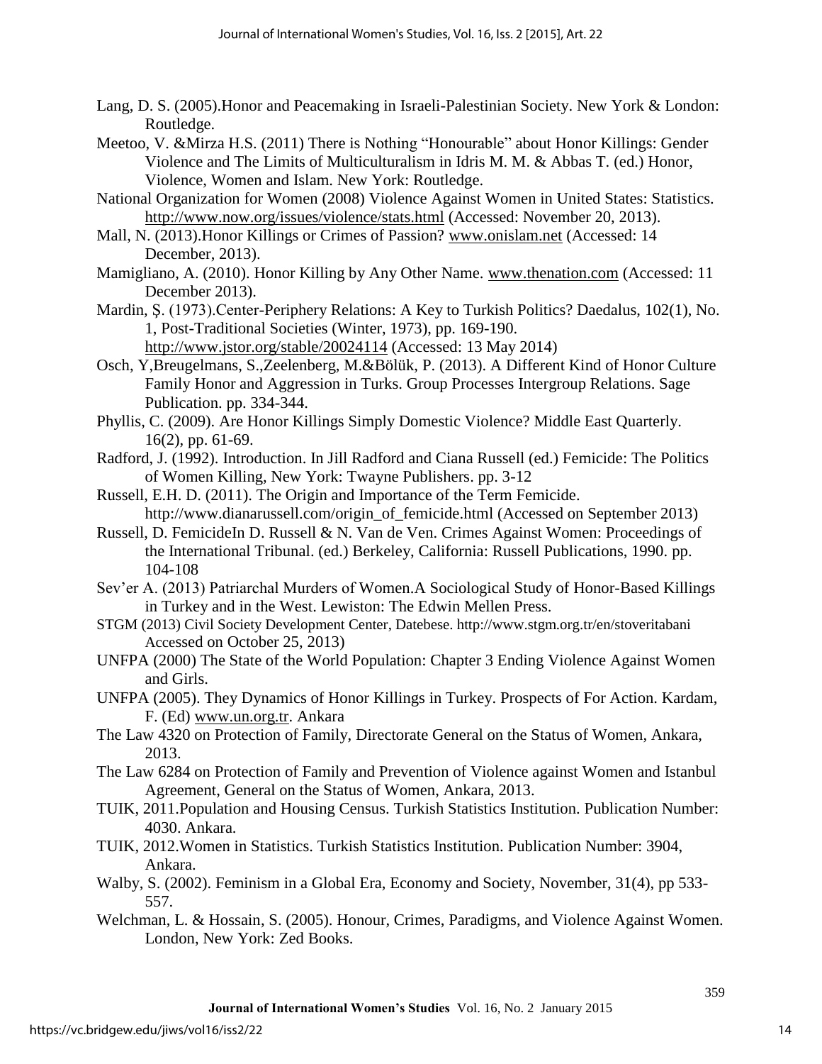Lang, D. S. (2005).Honor and Peacemaking in Israeli-Palestinian Society. New York & London: Routledge.

Meetoo, V. &Mirza H.S. (2011) There is Nothing "Honourable" about Honor Killings: Gender Violence and The Limits of Multiculturalism in Idris M. M. & Abbas T. (ed.) Honor, Violence, Women and Islam. New York: Routledge.

National Organization for Women (2008) Violence Against Women in United States: Statistics. http://www.now.org/issues/violence/stats.html (Accessed: November 20, 2013).

Mall, N. (2013).Honor Killings or Crimes of Passion? www.onislam.net (Accessed: 14 December, 2013).

Mamigliano, A. (2010). Honor Killing by Any Other Name. www.thenation.com (Accessed: 11 December 2013).

Mardin, Ș. (1973).Center-Periphery Relations: A Key to Turkish Politics? Daedalus, 102(1), No. 1, Post-Traditional Societies (Winter, 1973), pp. 169-190. http://www.jstor.org/stable/20024114 (Accessed: 13 May 2014)

Osch, Y,Breugelmans, S.,Zeelenberg, M.&Bölük, P. (2013). A Different Kind of Honor Culture Family Honor and Aggression in Turks. Group Processes Intergroup Relations. Sage Publication. pp. 334-344.

Phyllis, C. (2009). Are Honor Killings Simply Domestic Violence? Middle East Quarterly. 16(2), pp. 61-69.

Radford, J. (1992). Introduction. In Jill Radford and Ciana Russell (ed.) Femicide: The Politics of Women Killing, New York: Twayne Publishers. pp. 3-12

Russell, E.H. D. (2011). The Origin and Importance of the Term Femicide. http://www.dianarussell.com/origin_of_femicide.html (Accessed on September 2013)

Russell, D. FemicideIn D. Russell & N. Van de Ven. Crimes Against Women: Proceedings of the International Tribunal. (ed.) Berkeley, California: Russell Publications, 1990. pp. 104-108

Sev'er A. (2013) Patriarchal Murders of Women.A Sociological Study of Honor-Based Killings in Turkey and in the West. Lewiston: The Edwin Mellen Press.

STGM (2013) Civil Society Development Center, Datebese. http://www.stgm.org.tr/en/stoveritabani Accessed on October 25, 2013)

UNFPA (2000) The State of the World Population: Chapter 3 Ending Violence Against Women and Girls.

UNFPA (2005). They Dynamics of Honor Killings in Turkey. Prospects of For Action. Kardam, F. (Ed) www.un.org.tr. Ankara

The Law 4320 on Protection of Family, Directorate General on the Status of Women, Ankara, 2013.

The Law 6284 on Protection of Family and Prevention of Violence against Women and Istanbul Agreement, General on the Status of Women, Ankara, 2013.

TUIK, 2011.Population and Housing Census. Turkish Statistics Institution. Publication Number: 4030. Ankara.

TUIK, 2012.Women in Statistics. Turkish Statistics Institution. Publication Number: 3904, Ankara.

Walby, S. (2002). Feminism in a Global Era, Economy and Society, November, 31(4), pp 533-557.

Welchman, L. & Hossain, S. (2005). Honour, Crimes, Paradigms, and Violence Against Women. London, New York: Zed Books.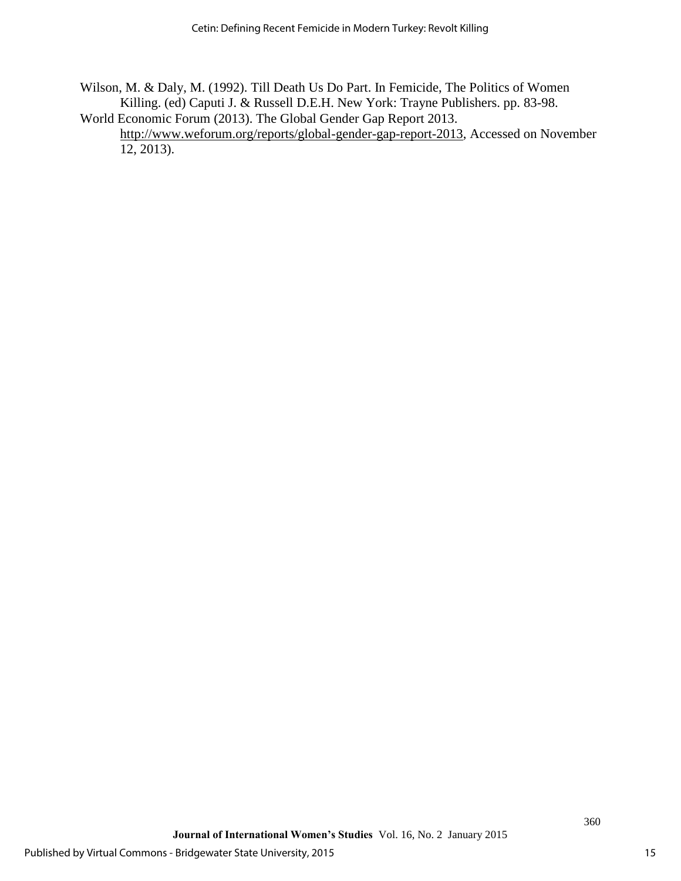Wilson, M. & Daly, M. (1992). Till Death Us Do Part. In Femicide, The Politics of Women Killing. (ed) Caputi J. & Russell D.E.H. New York: Trayne Publishers. pp. 83-98.

World Economic Forum (2013). The Global Gender Gap Report 2013. http://www.weforum.org/reports/global-gender-gap-report-2013, Accessed on November 12, 2013).